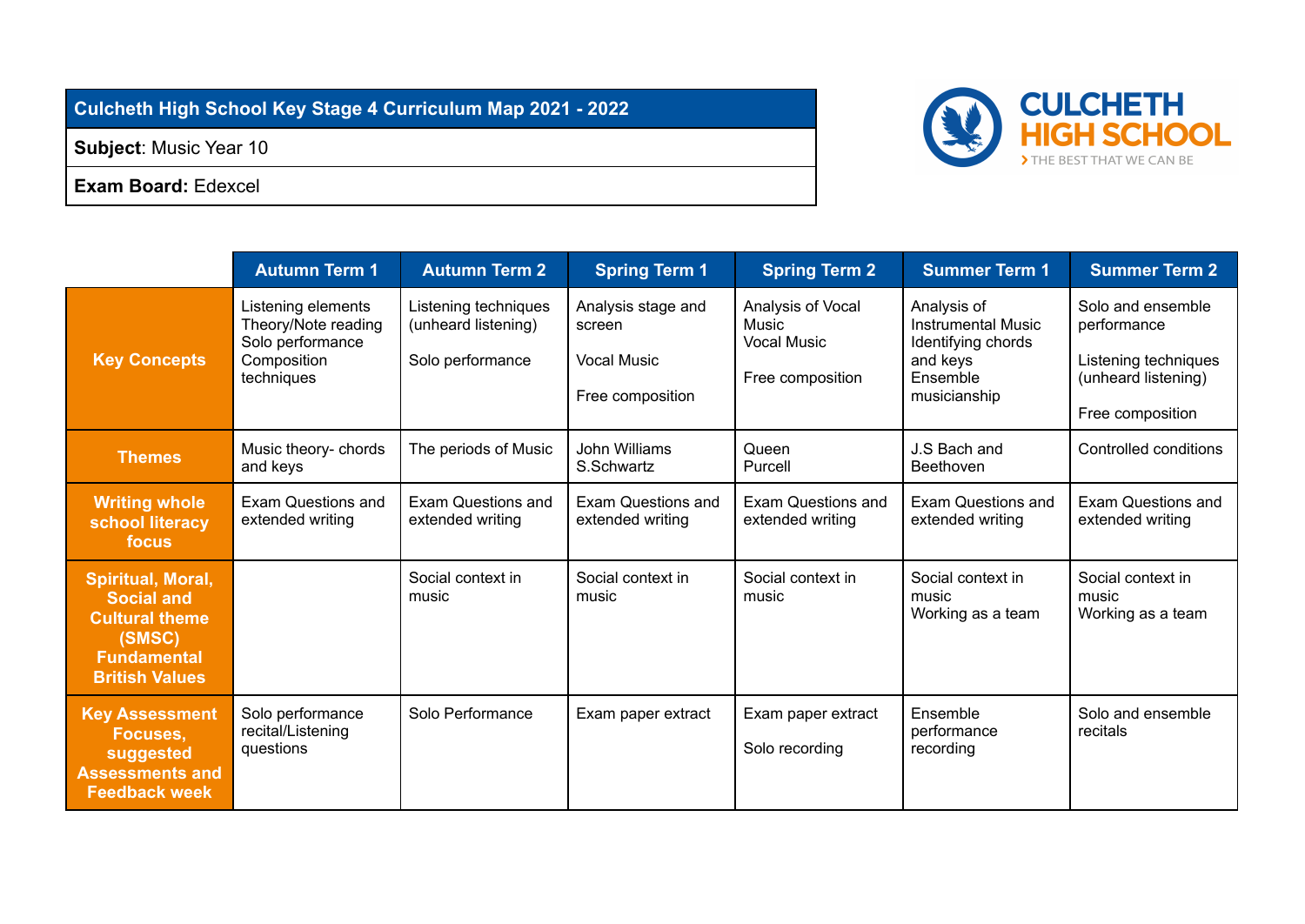| Culcheth High School Key Stage 4 Curriculum Map 2021 - 2022 |
|---|
| **Subject**: Music Year 10 |
| **Exam Board:** Edexcel |

| | Autumn Term 1 | Autumn Term 2 | Spring Term 1 | Spring Term 2 | Summer Term 1 | Summer Term 2 |
|---|---|---|---|---|---|---|
| **Key Concepts** | Listening elements<br>Theory/Note reading<br>Solo performance<br>Composition techniques | Listening techniques (unheard listening)<br><br>Solo performance | Analysis stage and screen<br><br>Vocal Music<br><br>Free composition | Analysis of Vocal Music<br>Vocal Music<br><br>Free composition | Analysis of Instrumental Music<br>Identifying chords and keys<br>Ensemble musicianship | Solo and ensemble performance<br><br>Listening techniques (unheard listening)<br><br>Free composition |
| **Themes** | Music theory- chords and keys | The periods of Music | John Williams<br>S.Schwartz | Queen<br>Purcell | J.S Bach and Beethoven | Controlled conditions |
| **Writing whole school literacy focus** | Exam Questions and extended writing | Exam Questions and extended writing | Exam Questions and extended writing | Exam Questions and extended writing | Exam Questions and extended writing | Exam Questions and extended writing |
| **Spiritual, Moral, Social and Cultural theme (SMSC) Fundamental British Values** | | Social context in music | Social context in music | Social context in music | Social context in music<br>Working as a team | Social context in music<br>Working as a team |
| **Key Assessment Focuses, suggested Assessments and Feedback week** | Solo performance recital/Listening questions | Solo Performance | Exam paper extract | Exam paper extract<br><br>Solo recording | Ensemble performance recording | Solo and ensemble recitals |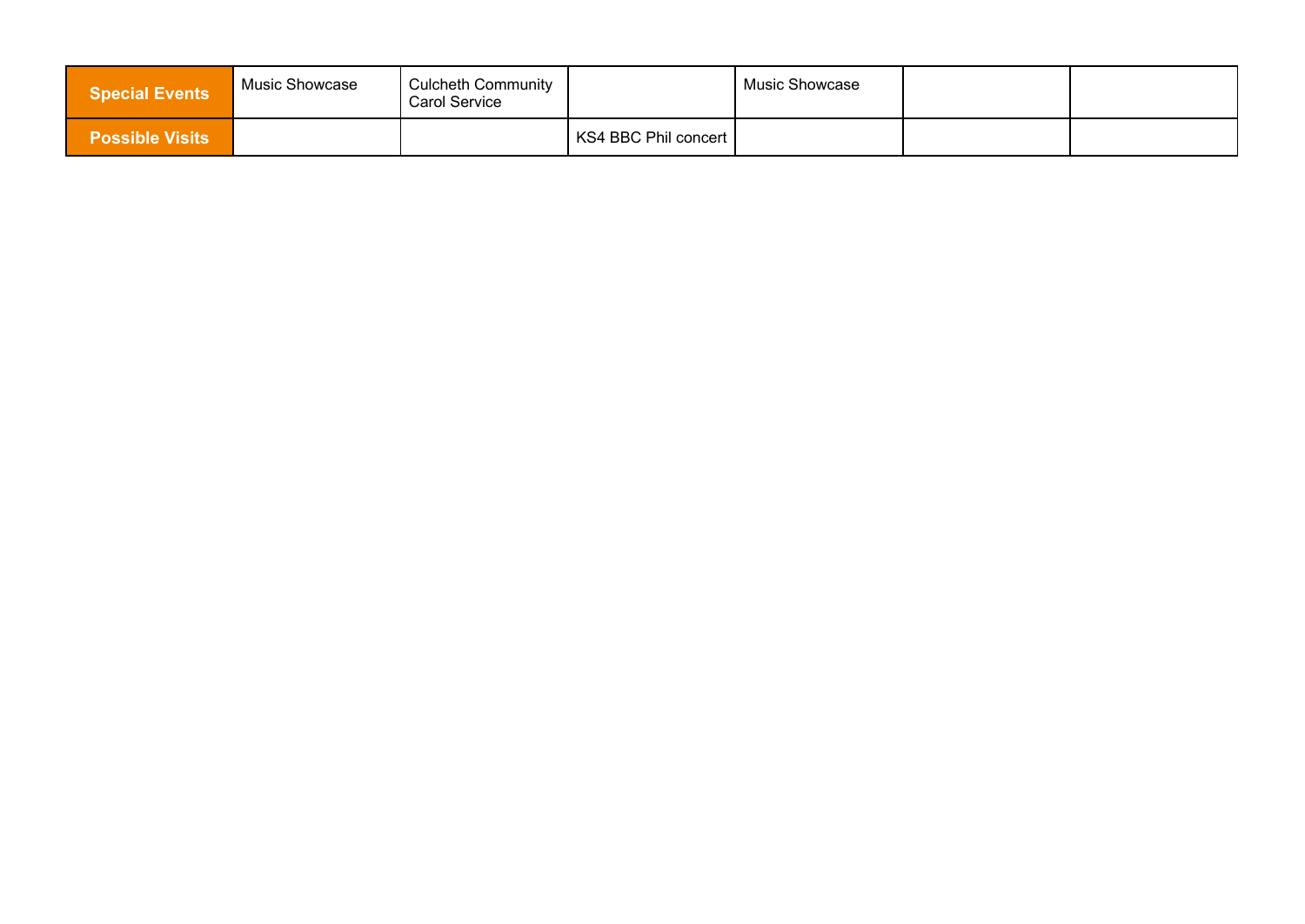| | | | | | | |
|---|---|---|---|---|---|---|
| **Special Events** | Music Showcase | Culcheth Community Carol Service | | Music Showcase | | |
| **Possible Visits** | | | KS4 BBC Phil concert | | | |